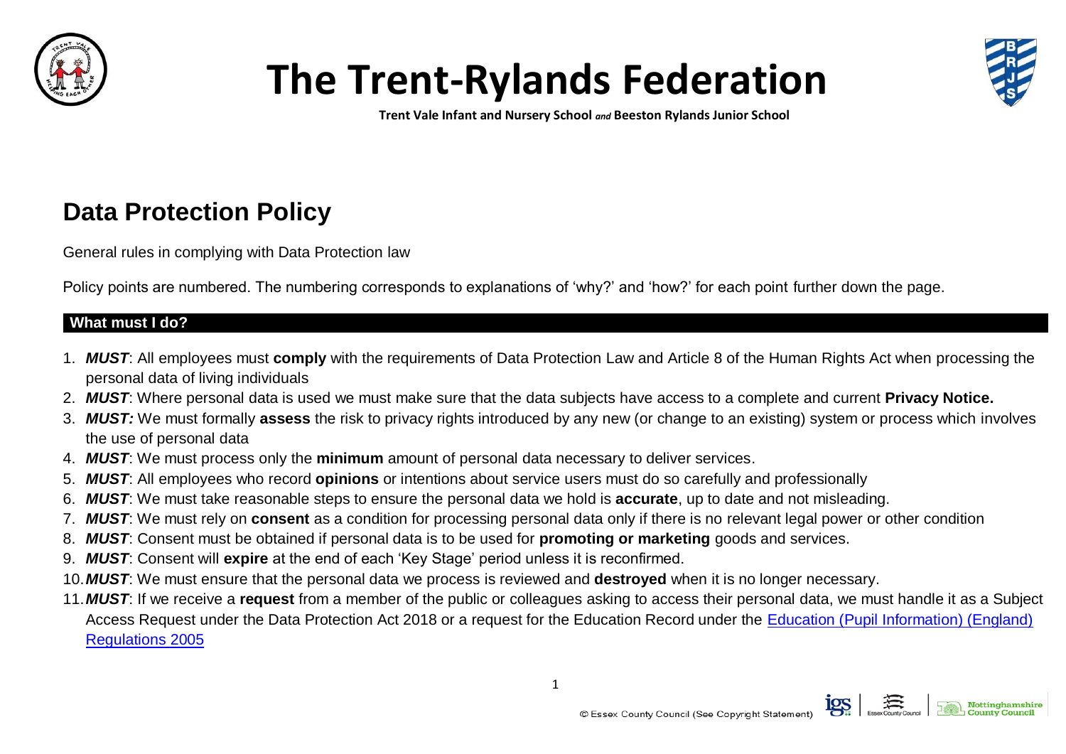# The Trent-Rylands Federation

**Trent Vale Infant and Nursery School** ***and*** **Beeston Rylands Junior School**

## Data Protection Policy

General rules in complying with Data Protection law

Policy points are numbered. The numbering corresponds to explanations of 'why?' and 'how?' for each point further down the page.

### What must I do?

1. ***MUST***: All employees must **comply** with the requirements of Data Protection Law and Article 8 of the Human Rights Act when processing the personal data of living individuals
2. ***MUST***: Where personal data is used we must make sure that the data subjects have access to a complete and current **Privacy Notice.**
3. ***MUST:*** We must formally **assess** the risk to privacy rights introduced by any new (or change to an existing) system or process which involves the use of personal data
4. ***MUST***: We must process only the **minimum** amount of personal data necessary to deliver services.
5. ***MUST***: All employees who record **opinions** or intentions about service users must do so carefully and professionally
6. ***MUST***: We must take reasonable steps to ensure the personal data we hold is **accurate**, up to date and not misleading.
7. ***MUST***: We must rely on **consent** as a condition for processing personal data only if there is no relevant legal power or other condition
8. ***MUST***: Consent must be obtained if personal data is to be used for **promoting or marketing** goods and services.
9. ***MUST***: Consent will **expire** at the end of each 'Key Stage' period unless it is reconfirmed.
10. ***MUST***: We must ensure that the personal data we process is reviewed and **destroyed** when it is no longer necessary.
11. ***MUST***: If we receive a **request** from a member of the public or colleagues asking to access their personal data, we must handle it as a Subject Access Request under the Data Protection Act 2018 or a request for the Education Record under the Education (Pupil Information) (England) Regulations 2005

© Essex County Council (See Copyright Statement)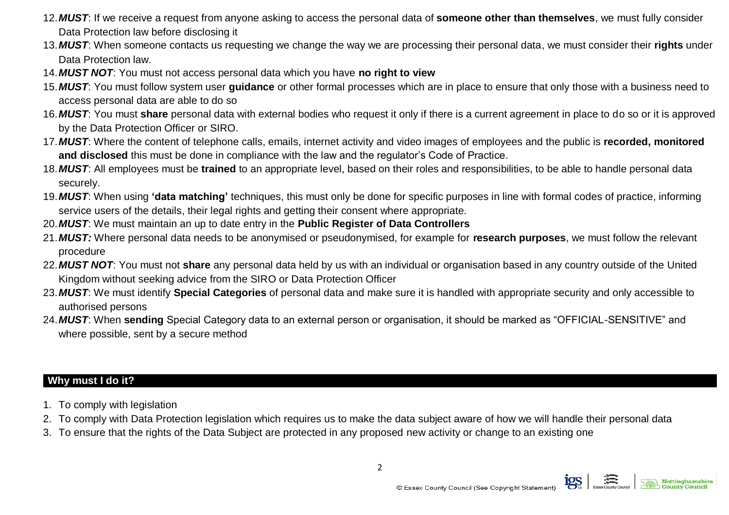12. ***MUST***: If we receive a request from anyone asking to access the personal data of **someone other than themselves**, we must fully consider Data Protection law before disclosing it
13. ***MUST***: When someone contacts us requesting we change the way we are processing their personal data, we must consider their **rights** under Data Protection law.
14. ***MUST NOT***: You must not access personal data which you have **no right to view**
15. ***MUST***: You must follow system user **guidance** or other formal processes which are in place to ensure that only those with a business need to access personal data are able to do so
16. ***MUST***: You must **share** personal data with external bodies who request it only if there is a current agreement in place to do so or it is approved by the Data Protection Officer or SIRO.
17. ***MUST***: Where the content of telephone calls, emails, internet activity and video images of employees and the public is **recorded, monitored and disclosed** this must be done in compliance with the law and the regulator's Code of Practice.
18. ***MUST***: All employees must be **trained** to an appropriate level, based on their roles and responsibilities, to be able to handle personal data securely.
19. ***MUST***: When using **'data matching'** techniques, this must only be done for specific purposes in line with formal codes of practice, informing service users of the details, their legal rights and getting their consent where appropriate.
20. ***MUST***: We must maintain an up to date entry in the **Public Register of Data Controllers**
21. ***MUST:*** Where personal data needs to be anonymised or pseudonymised, for example for **research purposes**, we must follow the relevant procedure
22. ***MUST NOT***: You must not **share** any personal data held by us with an individual or organisation based in any country outside of the United Kingdom without seeking advice from the SIRO or Data Protection Officer
23. ***MUST***: We must identify **Special Categories** of personal data and make sure it is handled with appropriate security and only accessible to authorised persons
24. ***MUST***: When **sending** Special Category data to an external person or organisation, it should be marked as "OFFICIAL-SENSITIVE" and where possible, sent by a secure method

## Why must I do it?

1. To comply with legislation
2. To comply with Data Protection legislation which requires us to make the data subject aware of how we will handle their personal data
3. To ensure that the rights of the Data Subject are protected in any proposed new activity or change to an existing one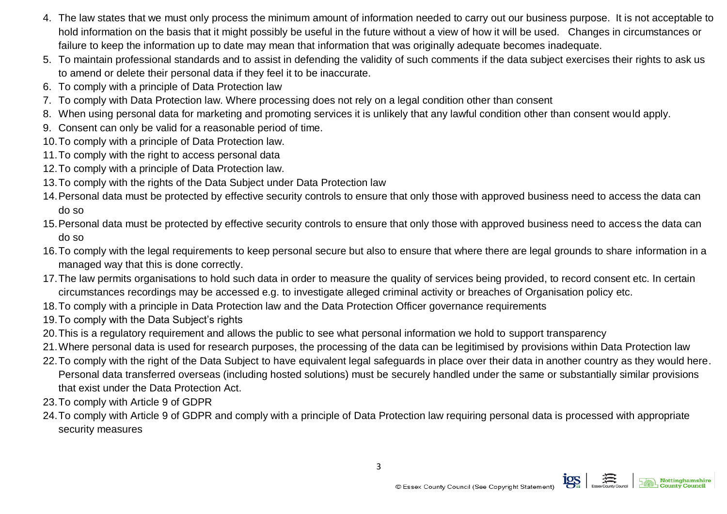4. The law states that we must only process the minimum amount of information needed to carry out our business purpose. It is not acceptable to hold information on the basis that it might possibly be useful in the future without a view of how it will be used. Changes in circumstances or failure to keep the information up to date may mean that information that was originally adequate becomes inadequate.
5. To maintain professional standards and to assist in defending the validity of such comments if the data subject exercises their rights to ask us to amend or delete their personal data if they feel it to be inaccurate.
6. To comply with a principle of Data Protection law
7. To comply with Data Protection law. Where processing does not rely on a legal condition other than consent
8. When using personal data for marketing and promoting services it is unlikely that any lawful condition other than consent would apply.
9. Consent can only be valid for a reasonable period of time.
10. To comply with a principle of Data Protection law.
11. To comply with the right to access personal data
12. To comply with a principle of Data Protection law.
13. To comply with the rights of the Data Subject under Data Protection law
14. Personal data must be protected by effective security controls to ensure that only those with approved business need to access the data can do so
15. Personal data must be protected by effective security controls to ensure that only those with approved business need to access the data can do so
16. To comply with the legal requirements to keep personal secure but also to ensure that where there are legal grounds to share information in a managed way that this is done correctly.
17. The law permits organisations to hold such data in order to measure the quality of services being provided, to record consent etc. In certain circumstances recordings may be accessed e.g. to investigate alleged criminal activity or breaches of Organisation policy etc.
18. To comply with a principle in Data Protection law and the Data Protection Officer governance requirements
19. To comply with the Data Subject's rights
20. This is a regulatory requirement and allows the public to see what personal information we hold to support transparency
21. Where personal data is used for research purposes, the processing of the data can be legitimised by provisions within Data Protection law
22. To comply with the right of the Data Subject to have equivalent legal safeguards in place over their data in another country as they would here. Personal data transferred overseas (including hosted solutions) must be securely handled under the same or substantially similar provisions that exist under the Data Protection Act.
23. To comply with Article 9 of GDPR
24. To comply with Article 9 of GDPR and comply with a principle of Data Protection law requiring personal data is processed with appropriate security measures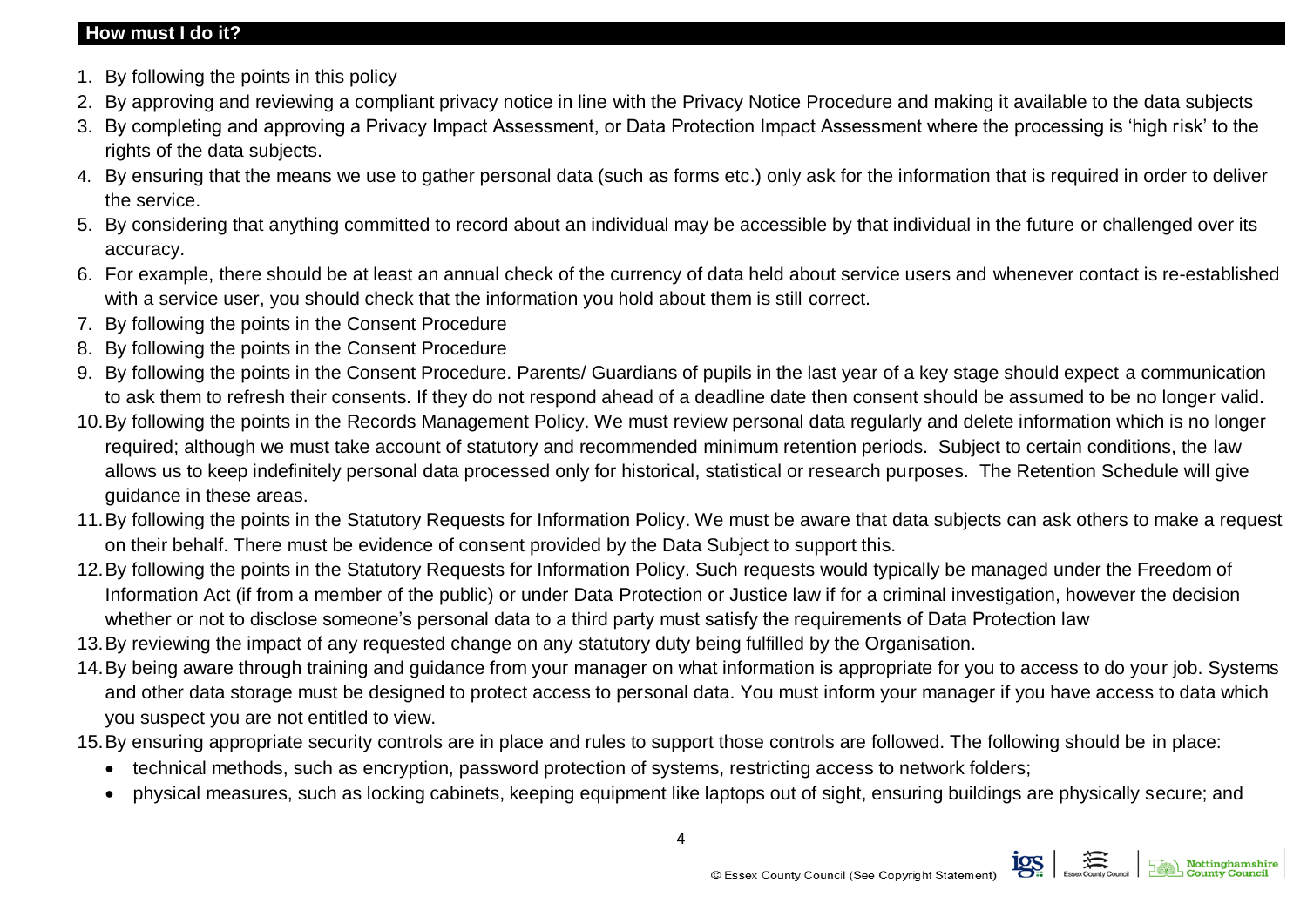## How must I do it?

1. By following the points in this policy
2. By approving and reviewing a compliant privacy notice in line with the Privacy Notice Procedure and making it available to the data subjects
3. By completing and approving a Privacy Impact Assessment, or Data Protection Impact Assessment where the processing is 'high risk' to the rights of the data subjects.
4. By ensuring that the means we use to gather personal data (such as forms etc.) only ask for the information that is required in order to deliver the service.
5. By considering that anything committed to record about an individual may be accessible by that individual in the future or challenged over its accuracy.
6. For example, there should be at least an annual check of the currency of data held about service users and whenever contact is re-established with a service user, you should check that the information you hold about them is still correct.
7. By following the points in the Consent Procedure
8. By following the points in the Consent Procedure
9. By following the points in the Consent Procedure. Parents/ Guardians of pupils in the last year of a key stage should expect a communication to ask them to refresh their consents. If they do not respond ahead of a deadline date then consent should be assumed to be no longer valid.
10. By following the points in the Records Management Policy. We must review personal data regularly and delete information which is no longer required; although we must take account of statutory and recommended minimum retention periods. Subject to certain conditions, the law allows us to keep indefinitely personal data processed only for historical, statistical or research purposes. The Retention Schedule will give guidance in these areas.
11. By following the points in the Statutory Requests for Information Policy. We must be aware that data subjects can ask others to make a request on their behalf. There must be evidence of consent provided by the Data Subject to support this.
12. By following the points in the Statutory Requests for Information Policy. Such requests would typically be managed under the Freedom of Information Act (if from a member of the public) or under Data Protection or Justice law if for a criminal investigation, however the decision whether or not to disclose someone's personal data to a third party must satisfy the requirements of Data Protection law
13. By reviewing the impact of any requested change on any statutory duty being fulfilled by the Organisation.
14. By being aware through training and guidance from your manager on what information is appropriate for you to access to do your job. Systems and other data storage must be designed to protect access to personal data. You must inform your manager if you have access to data which you suspect you are not entitled to view.
15. By ensuring appropriate security controls are in place and rules to support those controls are followed. The following should be in place:
    - technical methods, such as encryption, password protection of systems, restricting access to network folders;
    - physical measures, such as locking cabinets, keeping equipment like laptops out of sight, ensuring buildings are physically secure; and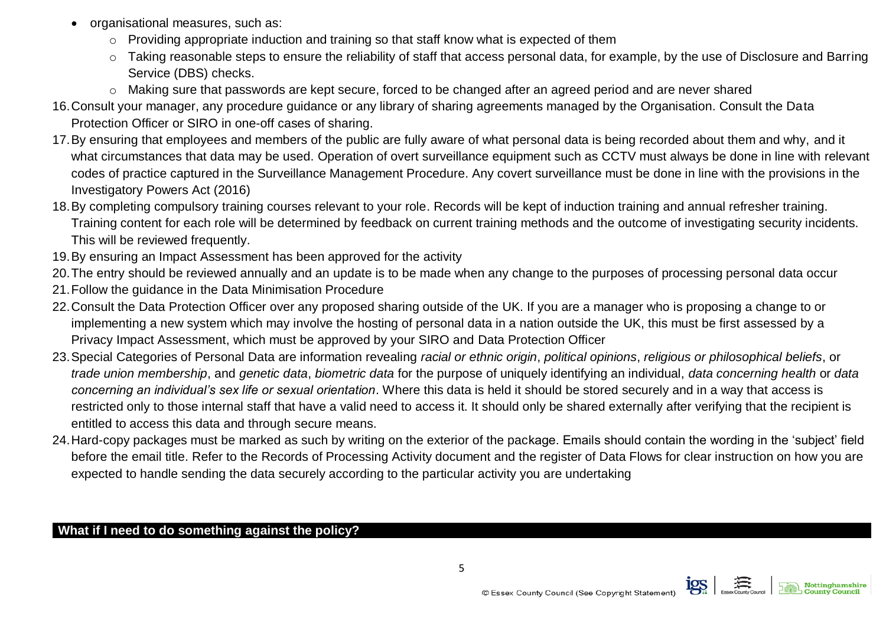- organisational measures, such as:
  - Providing appropriate induction and training so that staff know what is expected of them
  - Taking reasonable steps to ensure the reliability of staff that access personal data, for example, by the use of Disclosure and Barring Service (DBS) checks.
  - Making sure that passwords are kept secure, forced to be changed after an agreed period and are never shared

16. Consult your manager, any procedure guidance or any library of sharing agreements managed by the Organisation. Consult the Data Protection Officer or SIRO in one-off cases of sharing.
17. By ensuring that employees and members of the public are fully aware of what personal data is being recorded about them and why, and it what circumstances that data may be used. Operation of overt surveillance equipment such as CCTV must always be done in line with relevant codes of practice captured in the Surveillance Management Procedure. Any covert surveillance must be done in line with the provisions in the Investigatory Powers Act (2016)
18. By completing compulsory training courses relevant to your role. Records will be kept of induction training and annual refresher training. Training content for each role will be determined by feedback on current training methods and the outcome of investigating security incidents. This will be reviewed frequently.
19. By ensuring an Impact Assessment has been approved for the activity
20. The entry should be reviewed annually and an update is to be made when any change to the purposes of processing personal data occur
21. Follow the guidance in the Data Minimisation Procedure
22. Consult the Data Protection Officer over any proposed sharing outside of the UK. If you are a manager who is proposing a change to or implementing a new system which may involve the hosting of personal data in a nation outside the UK, this must be first assessed by a Privacy Impact Assessment, which must be approved by your SIRO and Data Protection Officer
23. Special Categories of Personal Data are information revealing *racial or ethnic origin*, *political opinions*, *religious or philosophical beliefs*, or *trade union membership*, and *genetic data*, *biometric data* for the purpose of uniquely identifying an individual, *data concerning health* or *data concerning an individual's sex life or sexual orientation*. Where this data is held it should be stored securely and in a way that access is restricted only to those internal staff that have a valid need to access it. It should only be shared externally after verifying that the recipient is entitled to access this data and through secure means.
24. Hard-copy packages must be marked as such by writing on the exterior of the package. Emails should contain the wording in the 'subject' field before the email title. Refer to the Records of Processing Activity document and the register of Data Flows for clear instruction on how you are expected to handle sending the data securely according to the particular activity you are undertaking

## What if I need to do something against the policy?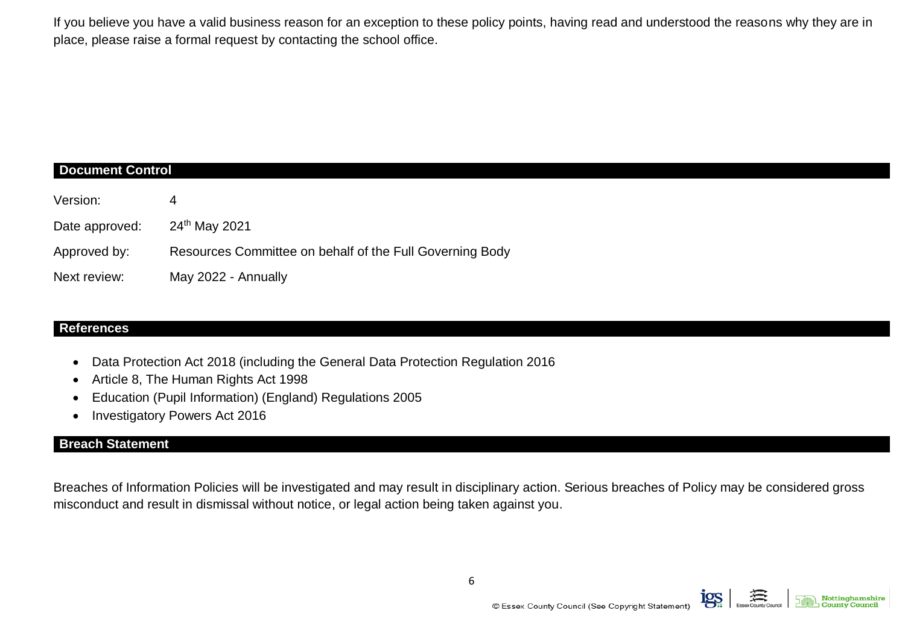If you believe you have a valid business reason for an exception to these policy points, having read and understood the reasons why they are in place, please raise a formal request by contacting the school office.

## Document Control

| | |
|---|---|
| Version: | 4 |
| Date approved: | 24th May 2021 |
| Approved by: | Resources Committee on behalf of the Full Governing Body |
| Next review: | May 2022 - Annually |

## References

- Data Protection Act 2018 (including the General Data Protection Regulation 2016
- Article 8, The Human Rights Act 1998
- Education (Pupil Information) (England) Regulations 2005
- Investigatory Powers Act 2016

## Breach Statement

Breaches of Information Policies will be investigated and may result in disciplinary action. Serious breaches of Policy may be considered gross misconduct and result in dismissal without notice, or legal action being taken against you.